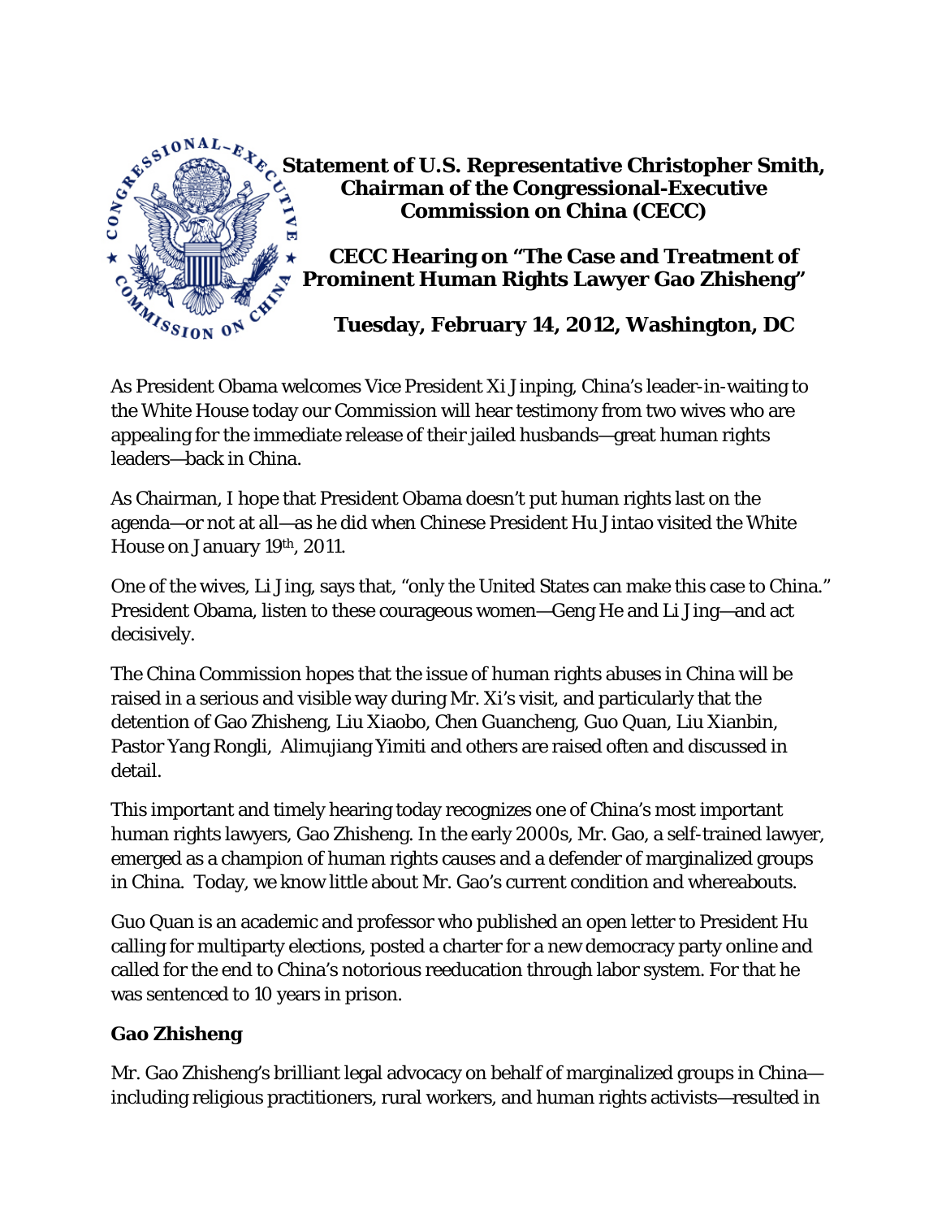**Statement of U.S. Representative Christopher Smith, Chairman of the Congressional-Executive Commission on China (CECC)**

**CECC Hearing on "The Case and Treatment of Prominent Human Rights Lawyer Gao Zhisheng"**

**Tuesday, February 14, 2012, Washington, DC**

As President Obama welcomes Vice President Xi Jinping, China's leader-in-waiting to the White House today our Commission will hear testimony from two wives who are appealing for the immediate release of their jailed husbands—great human rights leaders—back in China.

As Chairman, I hope that President Obama doesn't put human rights last on the agenda—or not at all—as he did when Chinese President Hu Jintao visited the White House on January 19th, 2011.

One of the wives, Li Jing, says that, "only the United States can make this case to China." President Obama, listen to these courageous women—Geng He and Li Jing—and act decisively.

The China Commission hopes that the issue of human rights abuses in China will be raised in a serious and visible way during Mr. Xi's visit, and particularly that the detention of Gao Zhisheng, Liu Xiaobo, Chen Guancheng, Guo Quan, Liu Xianbin, Pastor Yang Rongli, Alimujiang Yimiti and others are raised often and discussed in detail.

This important and timely hearing today recognizes one of China's most important human rights lawyers, Gao Zhisheng. In the early 2000s, Mr. Gao, a self-trained lawyer, emerged as a champion of human rights causes and a defender of marginalized groups in China. Today, we know little about Mr. Gao's current condition and whereabouts.

Guo Quan is an academic and professor who published an open letter to President Hu calling for multiparty elections, posted a charter for a new democracy party online and called for the end to China's notorious reeducation through labor system. For that he was sentenced to 10 years in prison.

## Gao Zhisheng

Mr. Gao Zhisheng's brilliant legal advocacy on behalf of marginalized groups in China—including religious practitioners, rural workers, and human rights activists—resulted in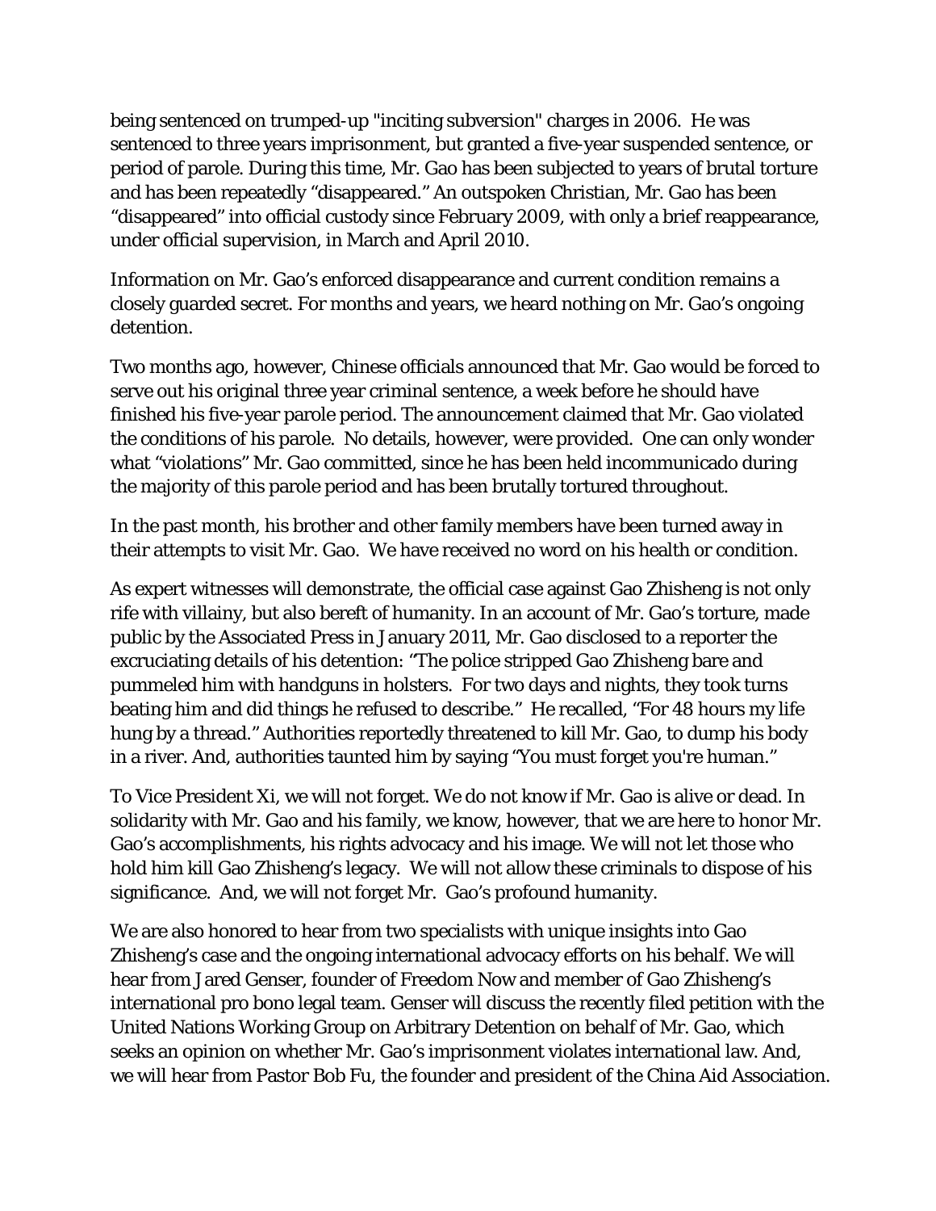being sentenced on trumped-up "inciting subversion" charges in 2006. He was sentenced to three years imprisonment, but granted a five-year suspended sentence, or period of parole. During this time, Mr. Gao has been subjected to years of brutal torture and has been repeatedly "disappeared." An outspoken Christian, Mr. Gao has been "disappeared" into official custody since February 2009, with only a brief reappearance, under official supervision, in March and April 2010.

Information on Mr. Gao's enforced disappearance and current condition remains a closely guarded secret. For months and years, we heard nothing on Mr. Gao's ongoing detention.

Two months ago, however, Chinese officials announced that Mr. Gao would be forced to serve out his original three year criminal sentence, a week before he should have finished his five-year parole period. The announcement claimed that Mr. Gao violated the conditions of his parole. No details, however, were provided. One can only wonder what "violations" Mr. Gao committed, since he has been held incommunicado during the majority of this parole period and has been brutally tortured throughout.

In the past month, his brother and other family members have been turned away in their attempts to visit Mr. Gao. We have received no word on his health or condition.

As expert witnesses will demonstrate, the official case against Gao Zhisheng is not only rife with villainy, but also bereft of humanity. In an account of Mr. Gao's torture, made public by the Associated Press in January 2011, Mr. Gao disclosed to a reporter the excruciating details of his detention: "The police stripped Gao Zhisheng bare and pummeled him with handguns in holsters. For two days and nights, they took turns beating him and did things he refused to describe." He recalled, "For 48 hours my life hung by a thread." Authorities reportedly threatened to kill Mr. Gao, to dump his body in a river. And, authorities taunted him by saying "You must forget you're human."

To Vice President Xi, we will not forget. We do not know if Mr. Gao is alive or dead. In solidarity with Mr. Gao and his family, we know, however, that we are here to honor Mr. Gao's accomplishments, his rights advocacy and his image. We will not let those who hold him kill Gao Zhisheng's legacy. We will not allow these criminals to dispose of his significance. And, we will not forget Mr. Gao's profound humanity.

We are also honored to hear from two specialists with unique insights into Gao Zhisheng's case and the ongoing international advocacy efforts on his behalf. We will hear from Jared Genser, founder of Freedom Now and member of Gao Zhisheng's international pro bono legal team. Genser will discuss the recently filed petition with the United Nations Working Group on Arbitrary Detention on behalf of Mr. Gao, which seeks an opinion on whether Mr. Gao's imprisonment violates international law. And, we will hear from Pastor Bob Fu, the founder and president of the China Aid Association.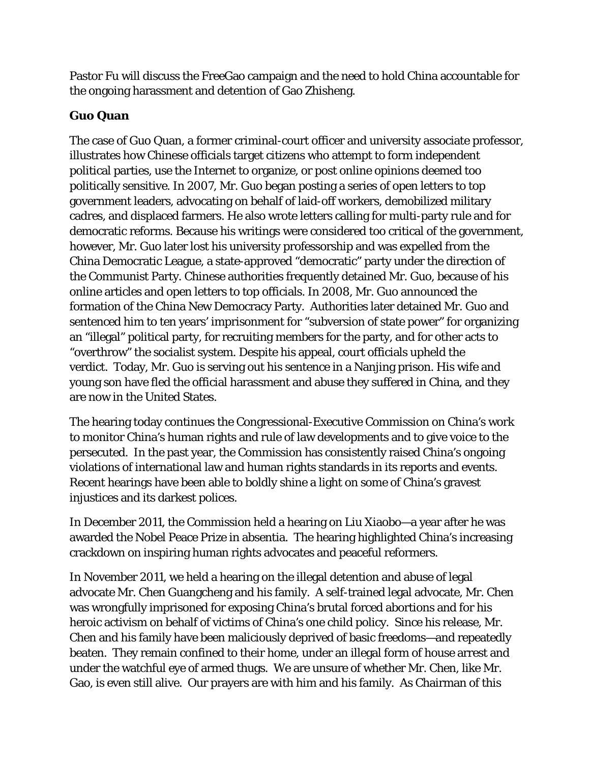Pastor Fu will discuss the FreeGao campaign and the need to hold China accountable for the ongoing harassment and detention of Gao Zhisheng.

**Guo Quan**

The case of Guo Quan, a former criminal-court officer and university associate professor, illustrates how Chinese officials target citizens who attempt to form independent political parties, use the Internet to organize, or post online opinions deemed too politically sensitive. In 2007, Mr. Guo began posting a series of open letters to top government leaders, advocating on behalf of laid-off workers, demobilized military cadres, and displaced farmers. He also wrote letters calling for multi-party rule and for democratic reforms. Because his writings were considered too critical of the government, however, Mr. Guo later lost his university professorship and was expelled from the China Democratic League, a state-approved "democratic" party under the direction of the Communist Party. Chinese authorities frequently detained Mr. Guo, because of his online articles and open letters to top officials. In 2008, Mr. Guo announced the formation of the China New Democracy Party. Authorities later detained Mr. Guo and sentenced him to ten years' imprisonment for "subversion of state power" for organizing an "illegal" political party, for recruiting members for the party, and for other acts to "overthrow" the socialist system. Despite his appeal, court officials upheld the verdict. Today, Mr. Guo is serving out his sentence in a Nanjing prison. His wife and young son have fled the official harassment and abuse they suffered in China, and they are now in the United States.

The hearing today continues the Congressional-Executive Commission on China's work to monitor China's human rights and rule of law developments and to give voice to the persecuted. In the past year, the Commission has consistently raised China's ongoing violations of international law and human rights standards in its reports and events. Recent hearings have been able to boldly shine a light on some of China's gravest injustices and its darkest polices.

In December 2011, the Commission held a hearing on Liu Xiaobo—a year after he was awarded the Nobel Peace Prize in absentia. The hearing highlighted China's increasing crackdown on inspiring human rights advocates and peaceful reformers.

In November 2011, we held a hearing on the illegal detention and abuse of legal advocate Mr. Chen Guangcheng and his family. A self-trained legal advocate, Mr. Chen was wrongfully imprisoned for exposing China's brutal forced abortions and for his heroic activism on behalf of victims of China's one child policy. Since his release, Mr. Chen and his family have been maliciously deprived of basic freedoms—and repeatedly beaten. They remain confined to their home, under an illegal form of house arrest and under the watchful eye of armed thugs. We are unsure of whether Mr. Chen, like Mr. Gao, is even still alive. Our prayers are with him and his family. As Chairman of this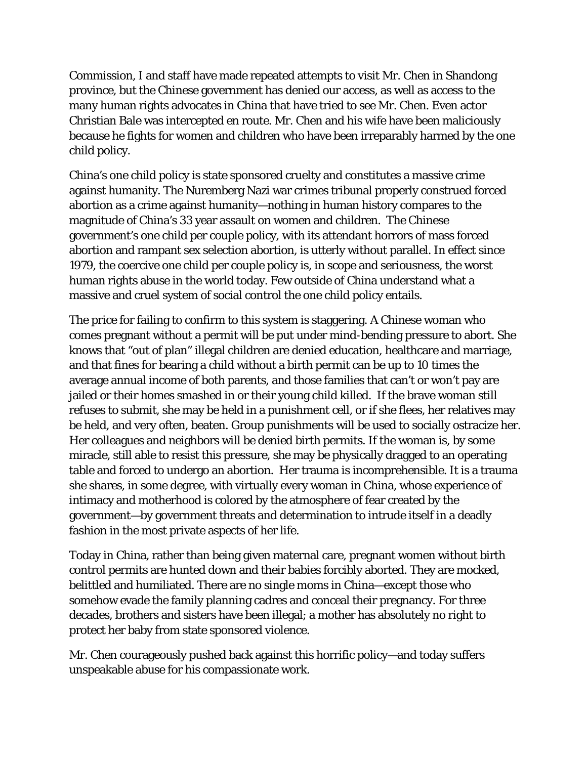Commission, I and staff have made repeated attempts to visit Mr. Chen in Shandong province, but the Chinese government has denied our access, as well as access to the many human rights advocates in China that have tried to see Mr. Chen. Even actor Christian Bale was intercepted en route. Mr. Chen and his wife have been maliciously because he fights for women and children who have been irreparably harmed by the one child policy.

China's one child policy is state sponsored cruelty and constitutes a massive crime against humanity. The Nuremberg Nazi war crimes tribunal properly construed forced abortion as a crime against humanity—nothing in human history compares to the magnitude of China's 33 year assault on women and children. The Chinese government's one child per couple policy, with its attendant horrors of mass forced abortion and rampant sex selection abortion, is utterly without parallel. In effect since 1979, the coercive one child per couple policy is, in scope and seriousness, the worst human rights abuse in the world today. Few outside of China understand what a massive and cruel system of social control the one child policy entails.

The price for failing to confirm to this system is staggering. A Chinese woman who comes pregnant without a permit will be put under mind-bending pressure to abort. She knows that "out of plan" illegal children are denied education, healthcare and marriage, and that fines for bearing a child without a birth permit can be up to 10 times the average annual income of both parents, and those families that can't or won't pay are jailed or their homes smashed in or their young child killed. If the brave woman still refuses to submit, she may be held in a punishment cell, or if she flees, her relatives may be held, and very often, beaten. Group punishments will be used to socially ostracize her. Her colleagues and neighbors will be denied birth permits. If the woman is, by some miracle, still able to resist this pressure, she may be physically dragged to an operating table and forced to undergo an abortion. Her trauma is incomprehensible. It is a trauma she shares, in some degree, with virtually every woman in China, whose experience of intimacy and motherhood is colored by the atmosphere of fear created by the government—by government threats and determination to intrude itself in a deadly fashion in the most private aspects of her life.

Today in China, rather than being given maternal care, pregnant women without birth control permits are hunted down and their babies forcibly aborted. They are mocked, belittled and humiliated. There are no single moms in China—except those who somehow evade the family planning cadres and conceal their pregnancy. For three decades, brothers and sisters have been illegal; a mother has absolutely no right to protect her baby from state sponsored violence.

Mr. Chen courageously pushed back against this horrific policy—and today suffers unspeakable abuse for his compassionate work.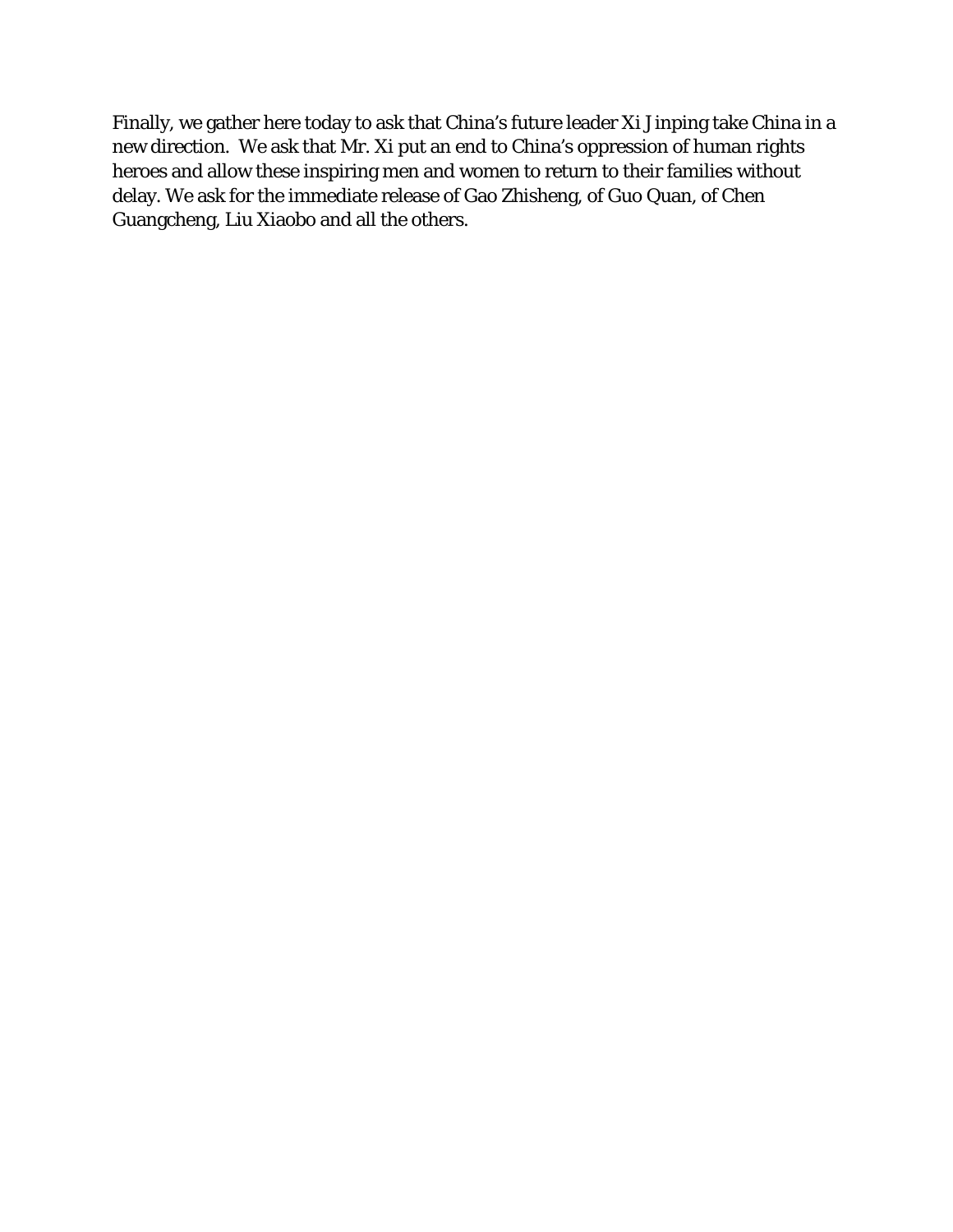Finally, we gather here today to ask that China's future leader Xi Jinping take China in a new direction. We ask that Mr. Xi put an end to China's oppression of human rights heroes and allow these inspiring men and women to return to their families without delay. We ask for the immediate release of Gao Zhisheng, of Guo Quan, of Chen Guangcheng, Liu Xiaobo and all the others.